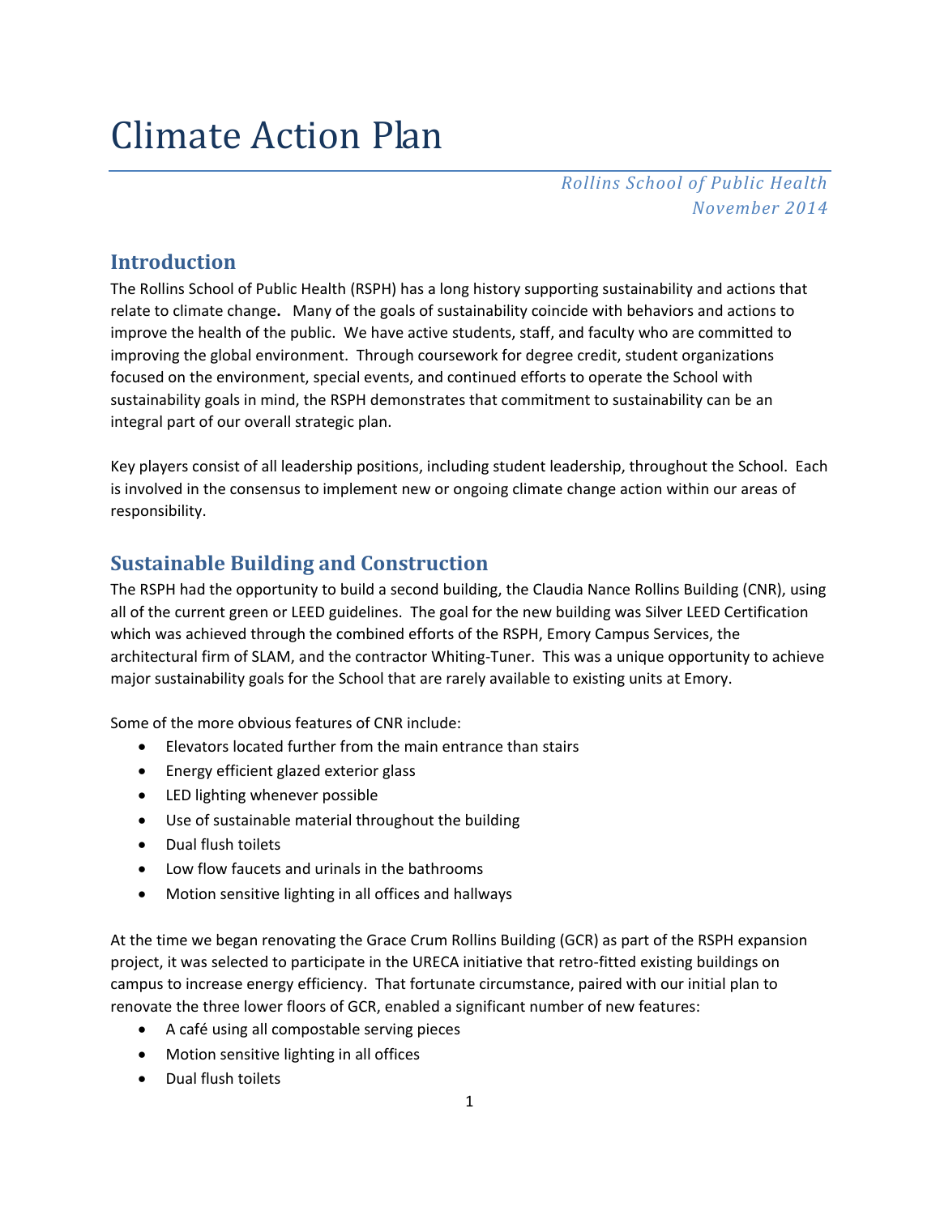# Climate Action Plan

*Rollins School of Public Health*
*November 2014*

## Introduction

The Rollins School of Public Health (RSPH) has a long history supporting sustainability and actions that relate to climate change**.** Many of the goals of sustainability coincide with behaviors and actions to improve the health of the public. We have active students, staff, and faculty who are committed to improving the global environment. Through coursework for degree credit, student organizations focused on the environment, special events, and continued efforts to operate the School with sustainability goals in mind, the RSPH demonstrates that commitment to sustainability can be an integral part of our overall strategic plan.

Key players consist of all leadership positions, including student leadership, throughout the School. Each is involved in the consensus to implement new or ongoing climate change action within our areas of responsibility.

## Sustainable Building and Construction

The RSPH had the opportunity to build a second building, the Claudia Nance Rollins Building (CNR), using all of the current green or LEED guidelines. The goal for the new building was Silver LEED Certification which was achieved through the combined efforts of the RSPH, Emory Campus Services, the architectural firm of SLAM, and the contractor Whiting-Tuner. This was a unique opportunity to achieve major sustainability goals for the School that are rarely available to existing units at Emory.

Some of the more obvious features of CNR include:

- Elevators located further from the main entrance than stairs
- Energy efficient glazed exterior glass
- LED lighting whenever possible
- Use of sustainable material throughout the building
- Dual flush toilets
- Low flow faucets and urinals in the bathrooms
- Motion sensitive lighting in all offices and hallways

At the time we began renovating the Grace Crum Rollins Building (GCR) as part of the RSPH expansion project, it was selected to participate in the URECA initiative that retro-fitted existing buildings on campus to increase energy efficiency. That fortunate circumstance, paired with our initial plan to renovate the three lower floors of GCR, enabled a significant number of new features:

- A café using all compostable serving pieces
- Motion sensitive lighting in all offices
- Dual flush toilets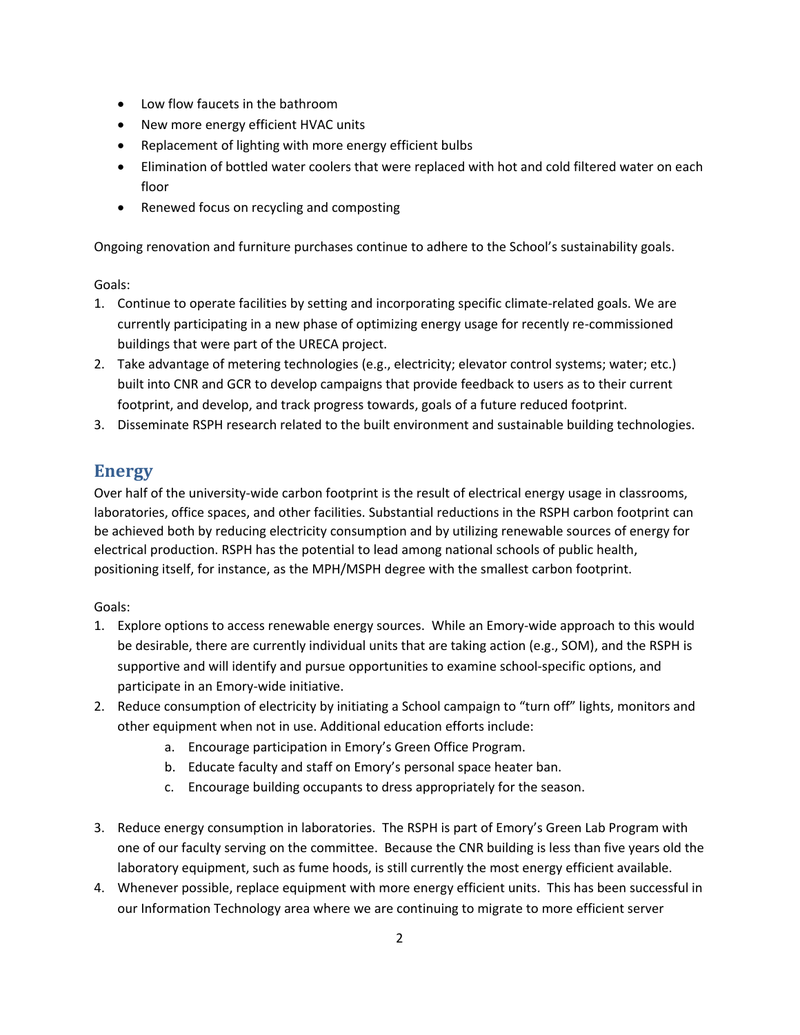- Low flow faucets in the bathroom
- New more energy efficient HVAC units
- Replacement of lighting with more energy efficient bulbs
- Elimination of bottled water coolers that were replaced with hot and cold filtered water on each floor
- Renewed focus on recycling and composting

Ongoing renovation and furniture purchases continue to adhere to the School's sustainability goals.

Goals:

1. Continue to operate facilities by setting and incorporating specific climate-related goals. We are currently participating in a new phase of optimizing energy usage for recently re-commissioned buildings that were part of the URECA project.
2. Take advantage of metering technologies (e.g., electricity; elevator control systems; water; etc.) built into CNR and GCR to develop campaigns that provide feedback to users as to their current footprint, and develop, and track progress towards, goals of a future reduced footprint.
3. Disseminate RSPH research related to the built environment and sustainable building technologies.

## Energy

Over half of the university-wide carbon footprint is the result of electrical energy usage in classrooms, laboratories, office spaces, and other facilities. Substantial reductions in the RSPH carbon footprint can be achieved both by reducing electricity consumption and by utilizing renewable sources of energy for electrical production. RSPH has the potential to lead among national schools of public health, positioning itself, for instance, as the MPH/MSPH degree with the smallest carbon footprint.

Goals:

1. Explore options to access renewable energy sources. While an Emory-wide approach to this would be desirable, there are currently individual units that are taking action (e.g., SOM), and the RSPH is supportive and will identify and pursue opportunities to examine school-specific options, and participate in an Emory-wide initiative.
2. Reduce consumption of electricity by initiating a School campaign to "turn off" lights, monitors and other equipment when not in use. Additional education efforts include:
    a. Encourage participation in Emory's Green Office Program.
    b. Educate faculty and staff on Emory's personal space heater ban.
    c. Encourage building occupants to dress appropriately for the season.
3. Reduce energy consumption in laboratories. The RSPH is part of Emory's Green Lab Program with one of our faculty serving on the committee. Because the CNR building is less than five years old the laboratory equipment, such as fume hoods, is still currently the most energy efficient available.
4. Whenever possible, replace equipment with more energy efficient units. This has been successful in our Information Technology area where we are continuing to migrate to more efficient server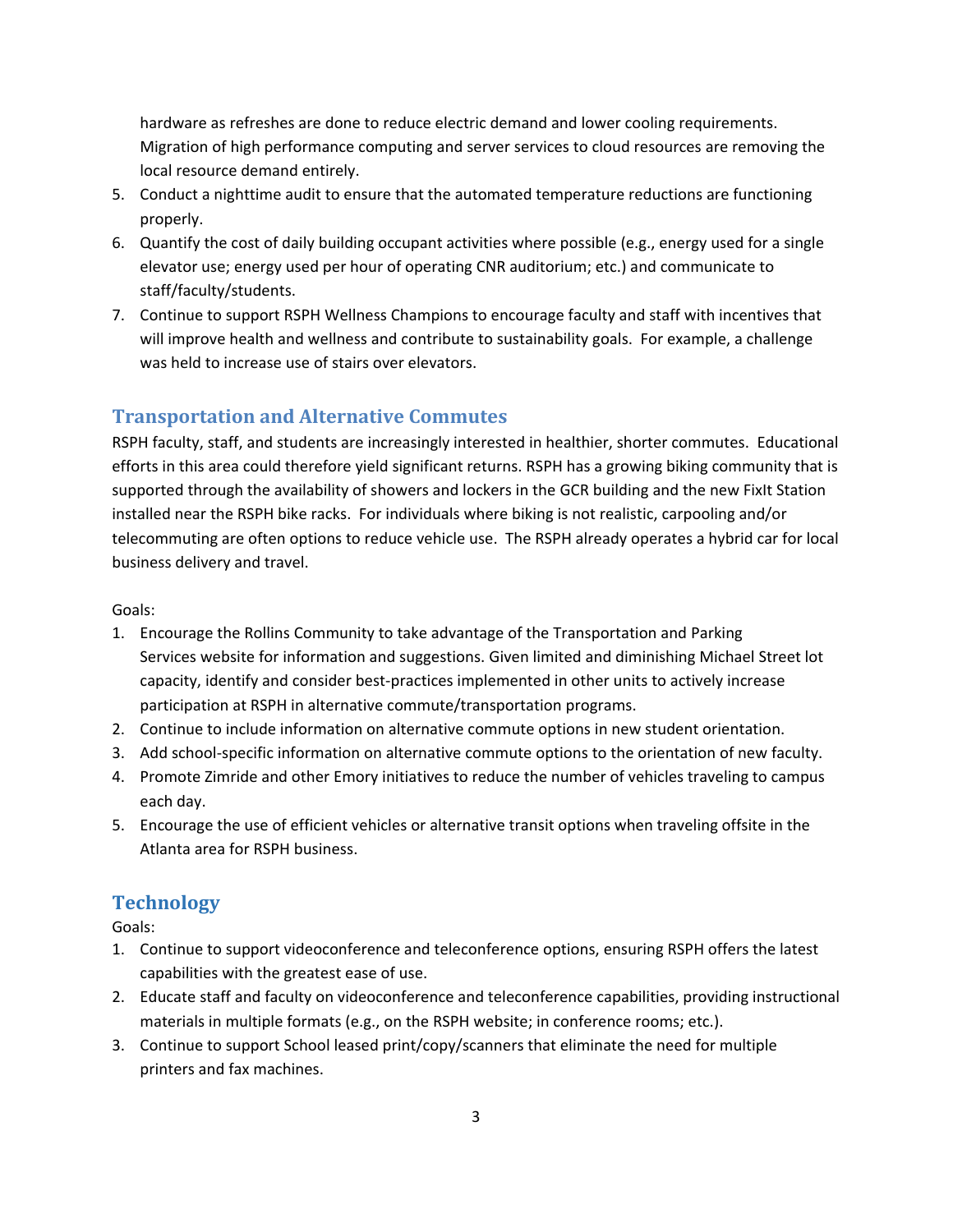hardware as refreshes are done to reduce electric demand and lower cooling requirements. Migration of high performance computing and server services to cloud resources are removing the local resource demand entirely.

5. Conduct a nighttime audit to ensure that the automated temperature reductions are functioning properly.
6. Quantify the cost of daily building occupant activities where possible (e.g., energy used for a single elevator use; energy used per hour of operating CNR auditorium; etc.) and communicate to staff/faculty/students.
7. Continue to support RSPH Wellness Champions to encourage faculty and staff with incentives that will improve health and wellness and contribute to sustainability goals. For example, a challenge was held to increase use of stairs over elevators.

## Transportation and Alternative Commutes

RSPH faculty, staff, and students are increasingly interested in healthier, shorter commutes. Educational efforts in this area could therefore yield significant returns. RSPH has a growing biking community that is supported through the availability of showers and lockers in the GCR building and the new FixIt Station installed near the RSPH bike racks. For individuals where biking is not realistic, carpooling and/or telecommuting are often options to reduce vehicle use. The RSPH already operates a hybrid car for local business delivery and travel.

Goals:

1. Encourage the Rollins Community to take advantage of the Transportation and Parking Services website for information and suggestions. Given limited and diminishing Michael Street lot capacity, identify and consider best-practices implemented in other units to actively increase participation at RSPH in alternative commute/transportation programs.
2. Continue to include information on alternative commute options in new student orientation.
3. Add school-specific information on alternative commute options to the orientation of new faculty.
4. Promote Zimride and other Emory initiatives to reduce the number of vehicles traveling to campus each day.
5. Encourage the use of efficient vehicles or alternative transit options when traveling offsite in the Atlanta area for RSPH business.

## Technology

Goals:

1. Continue to support videoconference and teleconference options, ensuring RSPH offers the latest capabilities with the greatest ease of use.
2. Educate staff and faculty on videoconference and teleconference capabilities, providing instructional materials in multiple formats (e.g., on the RSPH website; in conference rooms; etc.).
3. Continue to support School leased print/copy/scanners that eliminate the need for multiple printers and fax machines.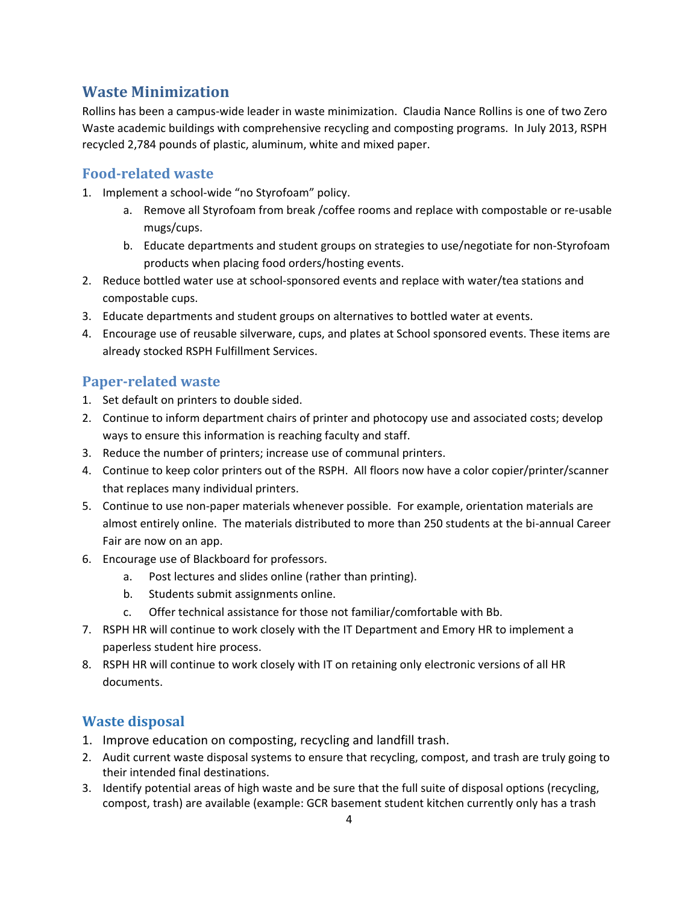## Waste Minimization

Rollins has been a campus-wide leader in waste minimization. Claudia Nance Rollins is one of two Zero Waste academic buildings with comprehensive recycling and composting programs. In July 2013, RSPH recycled 2,784 pounds of plastic, aluminum, white and mixed paper.

### Food-related waste

1. Implement a school-wide "no Styrofoam" policy.
   a. Remove all Styrofoam from break /coffee rooms and replace with compostable or re-usable mugs/cups.
   b. Educate departments and student groups on strategies to use/negotiate for non-Styrofoam products when placing food orders/hosting events.
2. Reduce bottled water use at school-sponsored events and replace with water/tea stations and compostable cups.
3. Educate departments and student groups on alternatives to bottled water at events.
4. Encourage use of reusable silverware, cups, and plates at School sponsored events. These items are already stocked RSPH Fulfillment Services.

### Paper-related waste

1. Set default on printers to double sided.
2. Continue to inform department chairs of printer and photocopy use and associated costs; develop ways to ensure this information is reaching faculty and staff.
3. Reduce the number of printers; increase use of communal printers.
4. Continue to keep color printers out of the RSPH. All floors now have a color copier/printer/scanner that replaces many individual printers.
5. Continue to use non-paper materials whenever possible. For example, orientation materials are almost entirely online. The materials distributed to more than 250 students at the bi-annual Career Fair are now on an app.
6. Encourage use of Blackboard for professors.
   a. Post lectures and slides online (rather than printing).
   b. Students submit assignments online.
   c. Offer technical assistance for those not familiar/comfortable with Bb.
7. RSPH HR will continue to work closely with the IT Department and Emory HR to implement a paperless student hire process.
8. RSPH HR will continue to work closely with IT on retaining only electronic versions of all HR documents.

### Waste disposal

1. Improve education on composting, recycling and landfill trash.
2. Audit current waste disposal systems to ensure that recycling, compost, and trash are truly going to their intended final destinations.
3. Identify potential areas of high waste and be sure that the full suite of disposal options (recycling, compost, trash) are available (example: GCR basement student kitchen currently only has a trash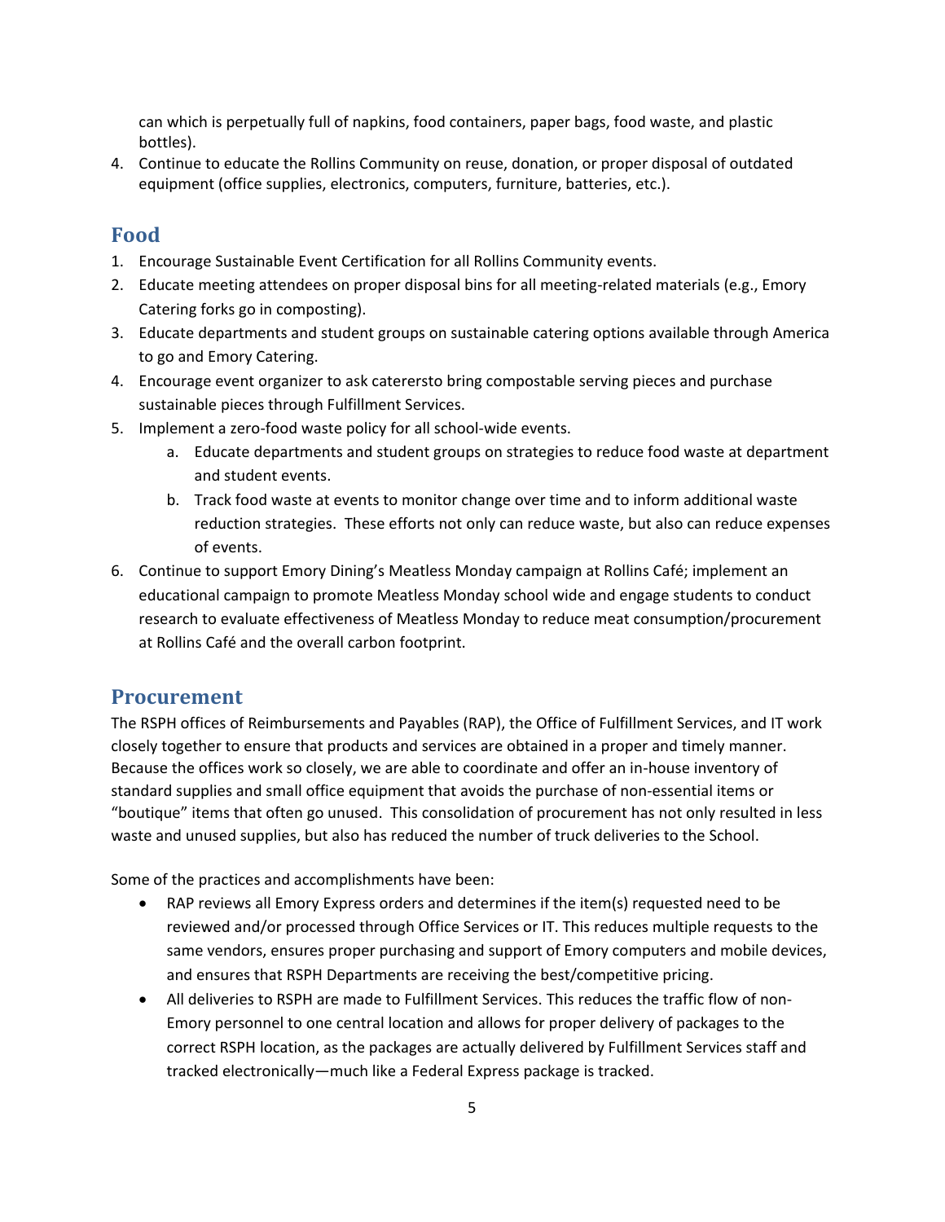can which is perpetually full of napkins, food containers, paper bags, food waste, and plastic bottles).

4. Continue to educate the Rollins Community on reuse, donation, or proper disposal of outdated equipment (office supplies, electronics, computers, furniture, batteries, etc.).

## Food

1. Encourage Sustainable Event Certification for all Rollins Community events.
2. Educate meeting attendees on proper disposal bins for all meeting-related materials (e.g., Emory Catering forks go in composting).
3. Educate departments and student groups on sustainable catering options available through America to go and Emory Catering.
4. Encourage event organizer to ask caterersto bring compostable serving pieces and purchase sustainable pieces through Fulfillment Services.
5. Implement a zero-food waste policy for all school-wide events.
   a. Educate departments and student groups on strategies to reduce food waste at department and student events.
   b. Track food waste at events to monitor change over time and to inform additional waste reduction strategies. These efforts not only can reduce waste, but also can reduce expenses of events.
6. Continue to support Emory Dining's Meatless Monday campaign at Rollins Café; implement an educational campaign to promote Meatless Monday school wide and engage students to conduct research to evaluate effectiveness of Meatless Monday to reduce meat consumption/procurement at Rollins Café and the overall carbon footprint.

## Procurement

The RSPH offices of Reimbursements and Payables (RAP), the Office of Fulfillment Services, and IT work closely together to ensure that products and services are obtained in a proper and timely manner. Because the offices work so closely, we are able to coordinate and offer an in-house inventory of standard supplies and small office equipment that avoids the purchase of non-essential items or "boutique" items that often go unused. This consolidation of procurement has not only resulted in less waste and unused supplies, but also has reduced the number of truck deliveries to the School.

Some of the practices and accomplishments have been:

- RAP reviews all Emory Express orders and determines if the item(s) requested need to be reviewed and/or processed through Office Services or IT. This reduces multiple requests to the same vendors, ensures proper purchasing and support of Emory computers and mobile devices, and ensures that RSPH Departments are receiving the best/competitive pricing.
- All deliveries to RSPH are made to Fulfillment Services. This reduces the traffic flow of non-Emory personnel to one central location and allows for proper delivery of packages to the correct RSPH location, as the packages are actually delivered by Fulfillment Services staff and tracked electronically—much like a Federal Express package is tracked.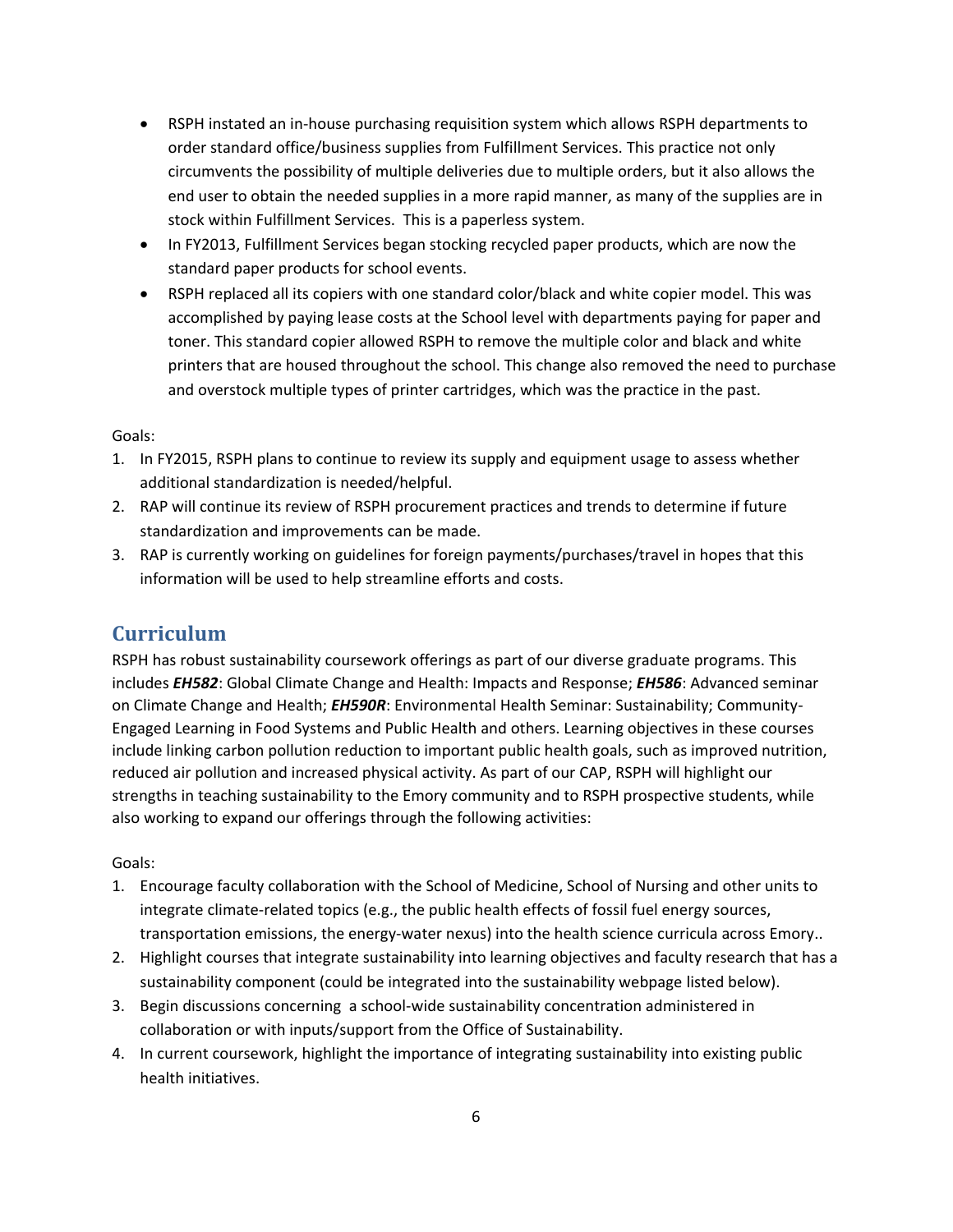- RSPH instated an in-house purchasing requisition system which allows RSPH departments to order standard office/business supplies from Fulfillment Services. This practice not only circumvents the possibility of multiple deliveries due to multiple orders, but it also allows the end user to obtain the needed supplies in a more rapid manner, as many of the supplies are in stock within Fulfillment Services. This is a paperless system.
- In FY2013, Fulfillment Services began stocking recycled paper products, which are now the standard paper products for school events.
- RSPH replaced all its copiers with one standard color/black and white copier model. This was accomplished by paying lease costs at the School level with departments paying for paper and toner. This standard copier allowed RSPH to remove the multiple color and black and white printers that are housed throughout the school. This change also removed the need to purchase and overstock multiple types of printer cartridges, which was the practice in the past.

Goals:

1. In FY2015, RSPH plans to continue to review its supply and equipment usage to assess whether additional standardization is needed/helpful.
2. RAP will continue its review of RSPH procurement practices and trends to determine if future standardization and improvements can be made.
3. RAP is currently working on guidelines for foreign payments/purchases/travel in hopes that this information will be used to help streamline efforts and costs.

## Curriculum

RSPH has robust sustainability coursework offerings as part of our diverse graduate programs. This includes ***EH582***: Global Climate Change and Health: Impacts and Response; ***EH586***: Advanced seminar on Climate Change and Health; ***EH590R***: Environmental Health Seminar: Sustainability; Community-Engaged Learning in Food Systems and Public Health and others. Learning objectives in these courses include linking carbon pollution reduction to important public health goals, such as improved nutrition, reduced air pollution and increased physical activity. As part of our CAP, RSPH will highlight our strengths in teaching sustainability to the Emory community and to RSPH prospective students, while also working to expand our offerings through the following activities:

Goals:

1. Encourage faculty collaboration with the School of Medicine, School of Nursing and other units to integrate climate-related topics (e.g., the public health effects of fossil fuel energy sources, transportation emissions, the energy-water nexus) into the health science curricula across Emory..
2. Highlight courses that integrate sustainability into learning objectives and faculty research that has a sustainability component (could be integrated into the sustainability webpage listed below).
3. Begin discussions concerning a school-wide sustainability concentration administered in collaboration or with inputs/support from the Office of Sustainability.
4. In current coursework, highlight the importance of integrating sustainability into existing public health initiatives.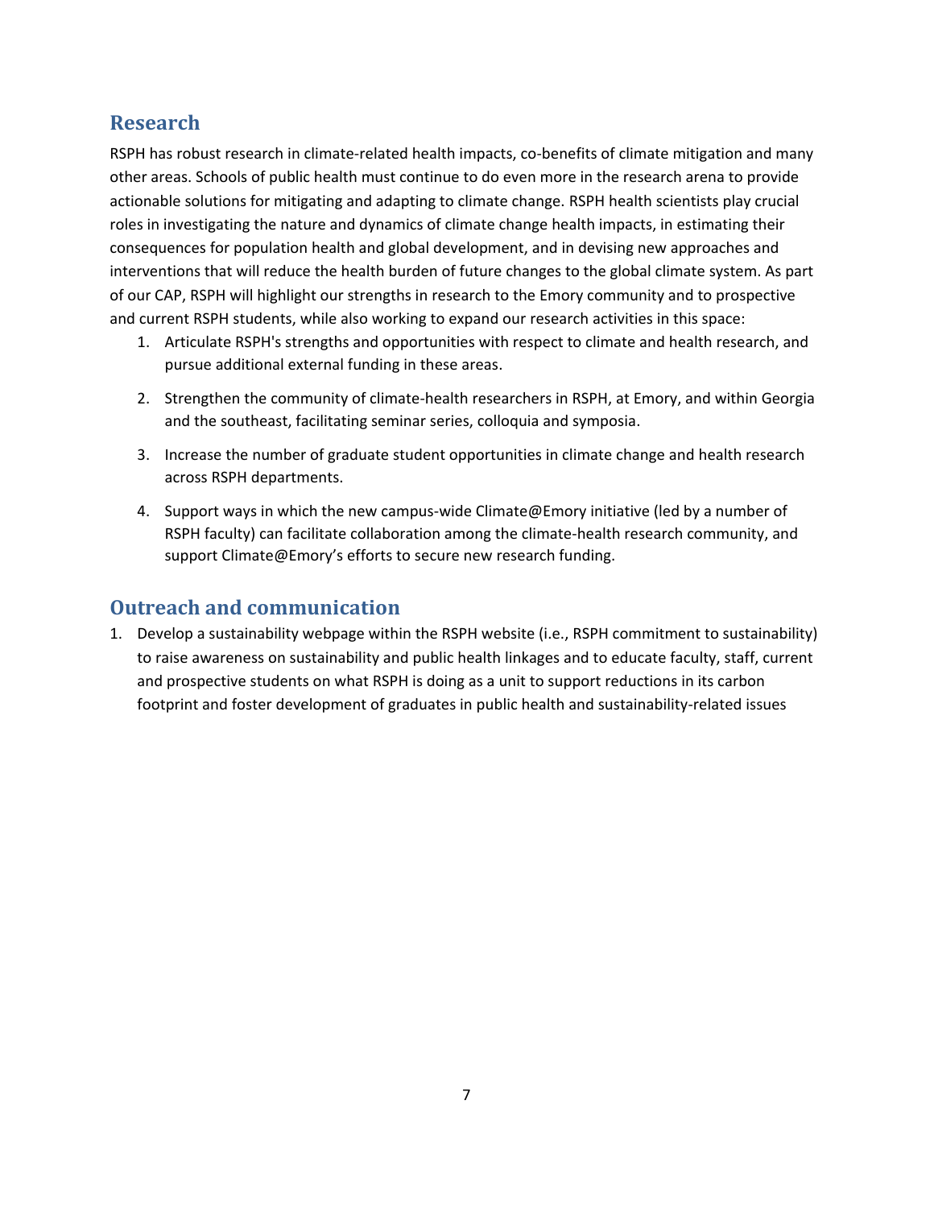## Research

RSPH has robust research in climate-related health impacts, co-benefits of climate mitigation and many other areas. Schools of public health must continue to do even more in the research arena to provide actionable solutions for mitigating and adapting to climate change. RSPH health scientists play crucial roles in investigating the nature and dynamics of climate change health impacts, in estimating their consequences for population health and global development, and in devising new approaches and interventions that will reduce the health burden of future changes to the global climate system. As part of our CAP, RSPH will highlight our strengths in research to the Emory community and to prospective and current RSPH students, while also working to expand our research activities in this space:

1. Articulate RSPH's strengths and opportunities with respect to climate and health research, and pursue additional external funding in these areas.

2. Strengthen the community of climate-health researchers in RSPH, at Emory, and within Georgia and the southeast, facilitating seminar series, colloquia and symposia.

3. Increase the number of graduate student opportunities in climate change and health research across RSPH departments.

4. Support ways in which the new campus-wide Climate@Emory initiative (led by a number of RSPH faculty) can facilitate collaboration among the climate-health research community, and support Climate@Emory's efforts to secure new research funding.

## Outreach and communication

1. Develop a sustainability webpage within the RSPH website (i.e., RSPH commitment to sustainability) to raise awareness on sustainability and public health linkages and to educate faculty, staff, current and prospective students on what RSPH is doing as a unit to support reductions in its carbon footprint and foster development of graduates in public health and sustainability-related issues